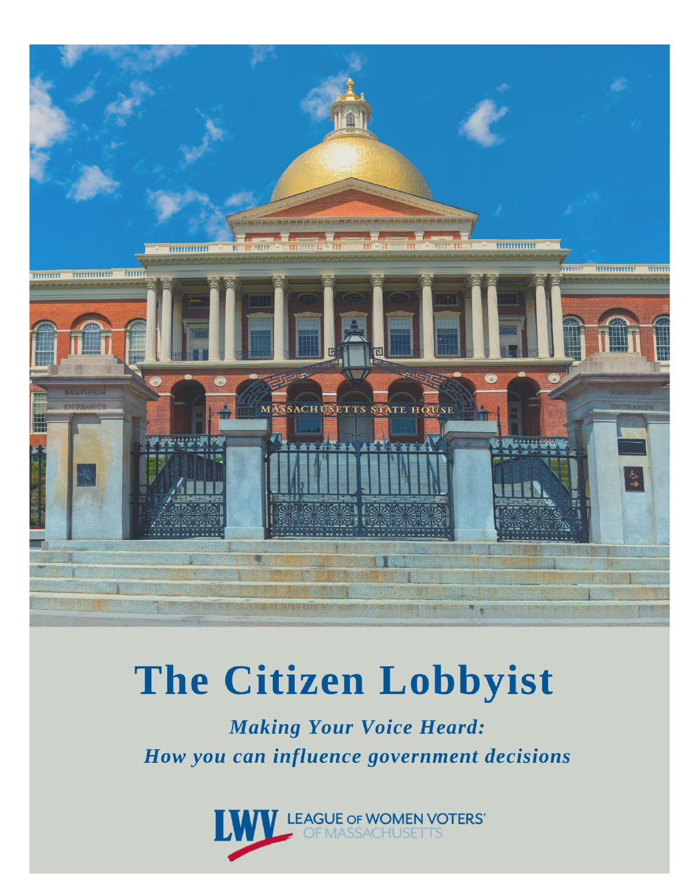# The Citizen Lobbyist

***Making Your Voice Heard:***
***How you can influence government decisions***

LEAGUE OF WOMEN VOTERS OF MASSACHUSETTS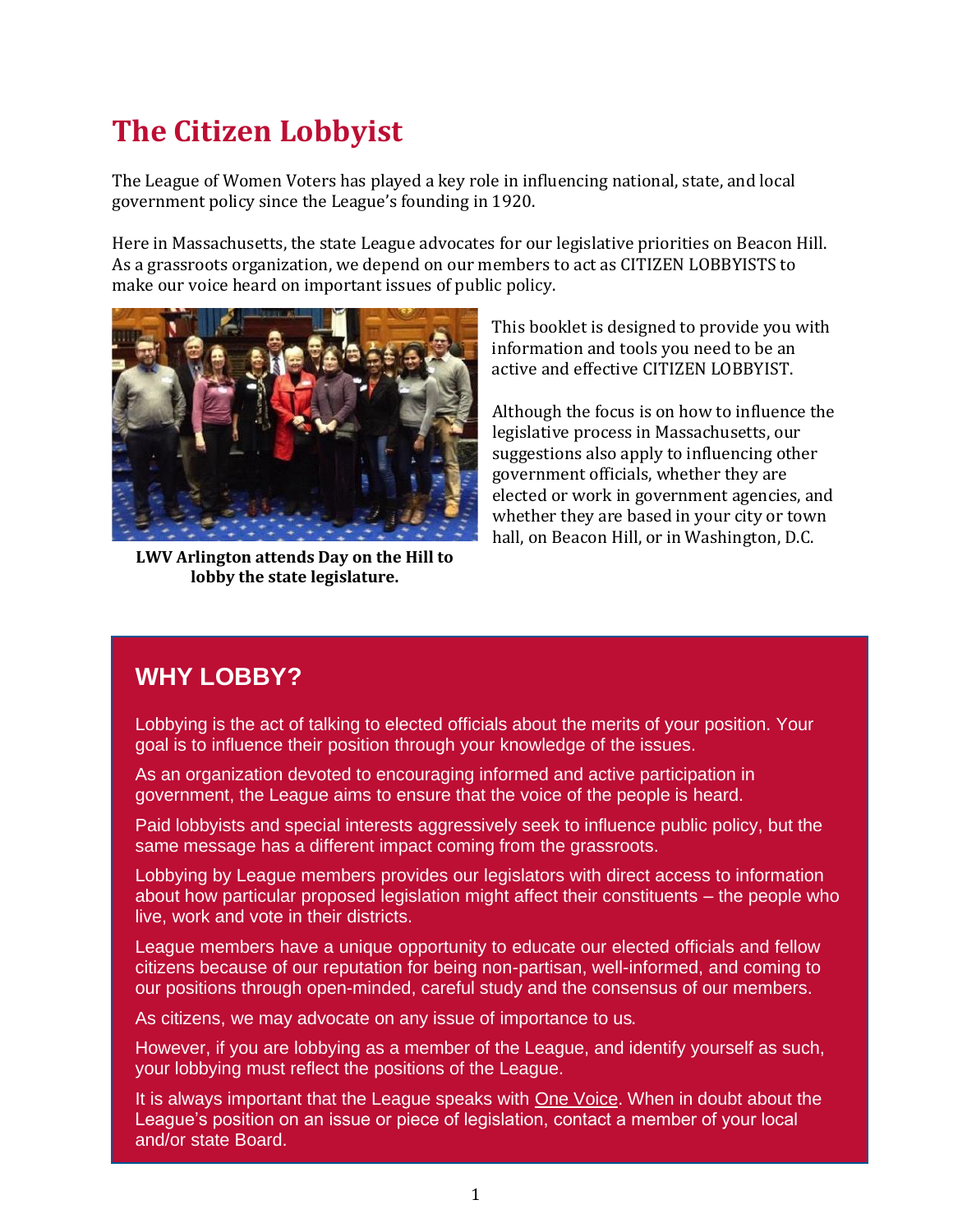# The Citizen Lobbyist

The League of Women Voters has played a key role in influencing national, state, and local government policy since the League's founding in 1920.

Here in Massachusetts, the state League advocates for our legislative priorities on Beacon Hill. As a grassroots organization, we depend on our members to act as CITIZEN LOBBYISTS to make our voice heard on important issues of public policy.

**LWV Arlington attends Day on the Hill to lobby the state legislature.**

This booklet is designed to provide you with information and tools you need to be an active and effective CITIZEN LOBBYIST.

Although the focus is on how to influence the legislative process in Massachusetts, our suggestions also apply to influencing other government officials, whether they are elected or work in government agencies, and whether they are based in your city or town hall, on Beacon Hill, or in Washington, D.C.

## WHY LOBBY?

Lobbying is the act of talking to elected officials about the merits of your position. Your goal is to influence their position through your knowledge of the issues.

As an organization devoted to encouraging informed and active participation in government, the League aims to ensure that the voice of the people is heard.

Paid lobbyists and special interests aggressively seek to influence public policy, but the same message has a different impact coming from the grassroots.

Lobbying by League members provides our legislators with direct access to information about how particular proposed legislation might affect their constituents – the people who live, work and vote in their districts.

League members have a unique opportunity to educate our elected officials and fellow citizens because of our reputation for being non-partisan, well-informed, and coming to our positions through open-minded, careful study and the consensus of our members.

As citizens, we may advocate on any issue of importance to us.

However, if you are lobbying as a member of the League, and identify yourself as such, your lobbying must reflect the positions of the League.

It is always important that the League speaks with One Voice. When in doubt about the League's position on an issue or piece of legislation, contact a member of your local and/or state Board.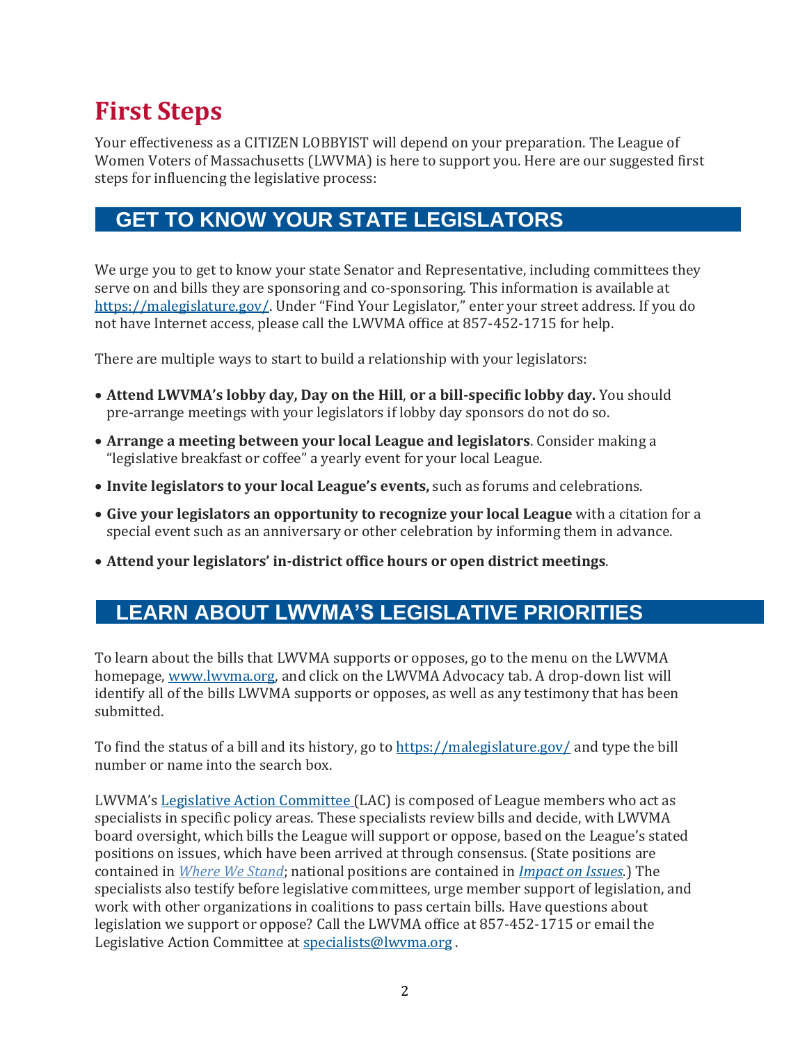# First Steps

Your effectiveness as a CITIZEN LOBBYIST will depend on your preparation. The League of Women Voters of Massachusetts (LWVMA) is here to support you. Here are our suggested first steps for influencing the legislative process:

## GET TO KNOW YOUR STATE LEGISLATORS

We urge you to get to know your state Senator and Representative, including committees they serve on and bills they are sponsoring and co-sponsoring. This information is available at [https://malegislature.gov/](https://malegislature.gov/). Under "Find Your Legislator," enter your street address. If you do not have Internet access, please call the LWVMA office at 857-452-1715 for help.

There are multiple ways to start to build a relationship with your legislators:

- **Attend LWVMA's lobby day, Day on the Hill**, **or a bill-specific lobby day.** You should pre-arrange meetings with your legislators if lobby day sponsors do not do so.
- **Arrange a meeting between your local League and legislators**. Consider making a "legislative breakfast or coffee" a yearly event for your local League.
- **Invite legislators to your local League's events,** such as forums and celebrations.
- **Give your legislators an opportunity to recognize your local League** with a citation for a special event such as an anniversary or other celebration by informing them in advance.
- **Attend your legislators' in-district office hours or open district meetings**.

## LEARN ABOUT LWVMA'S LEGISLATIVE PRIORITIES

To learn about the bills that LWVMA supports or opposes, go to the menu on the LWVMA homepage, [www.lwvma.org](http://www.lwvma.org), and click on the LWVMA Advocacy tab. A drop-down list will identify all of the bills LWVMA supports or opposes, as well as any testimony that has been submitted.

To find the status of a bill and its history, go to [https://malegislature.gov/](https://malegislature.gov/) and type the bill number or name into the search box.

LWVMA's Legislative Action Committee (LAC) is composed of League members who act as specialists in specific policy areas. These specialists review bills and decide, with LWVMA board oversight, which bills the League will support or oppose, based on the League's stated positions on issues, which have been arrived at through consensus. (State positions are contained in *Where We Stand*; national positions are contained in *Impact on Issues*.) The specialists also testify before legislative committees, urge member support of legislation, and work with other organizations in coalitions to pass certain bills. Have questions about legislation we support or oppose? Call the LWVMA office at 857-452-1715 or email the Legislative Action Committee at specialists@lwvma.org .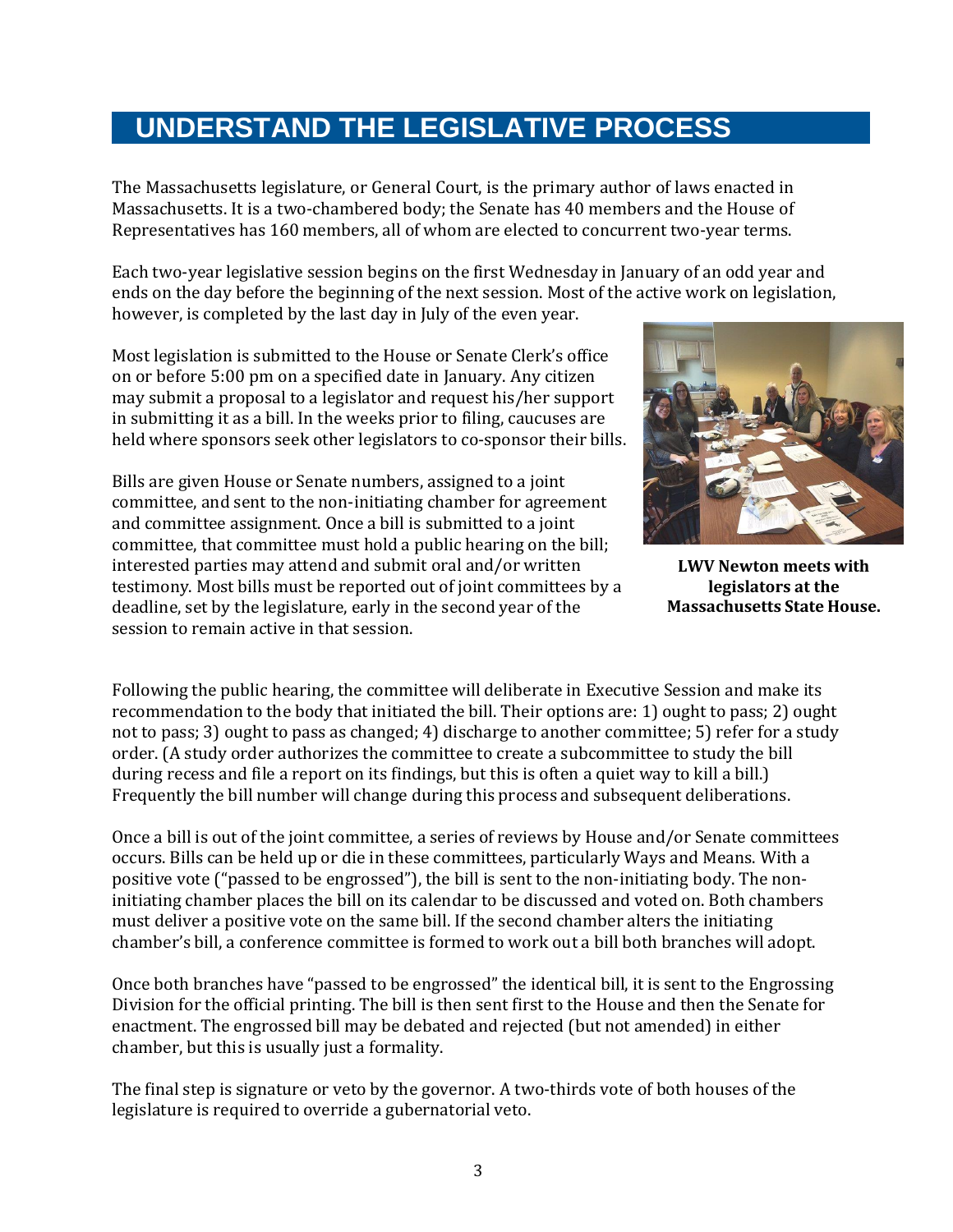# UNDERSTAND THE LEGISLATIVE PROCESS

The Massachusetts legislature, or General Court, is the primary author of laws enacted in Massachusetts. It is a two-chambered body; the Senate has 40 members and the House of Representatives has 160 members, all of whom are elected to concurrent two-year terms.

Each two-year legislative session begins on the first Wednesday in January of an odd year and ends on the day before the beginning of the next session. Most of the active work on legislation, however, is completed by the last day in July of the even year.

Most legislation is submitted to the House or Senate Clerk's office on or before 5:00 pm on a specified date in January. Any citizen may submit a proposal to a legislator and request his/her support in submitting it as a bill. In the weeks prior to filing, caucuses are held where sponsors seek other legislators to co-sponsor their bills.

Bills are given House or Senate numbers, assigned to a joint committee, and sent to the non-initiating chamber for agreement and committee assignment. Once a bill is submitted to a joint committee, that committee must hold a public hearing on the bill; interested parties may attend and submit oral and/or written testimony. Most bills must be reported out of joint committees by a deadline, set by the legislature, early in the second year of the session to remain active in that session.

**LWV Newton meets with legislators at the Massachusetts State House.**

Following the public hearing, the committee will deliberate in Executive Session and make its recommendation to the body that initiated the bill. Their options are: 1) ought to pass; 2) ought not to pass; 3) ought to pass as changed; 4) discharge to another committee; 5) refer for a study order. (A study order authorizes the committee to create a subcommittee to study the bill during recess and file a report on its findings, but this is often a quiet way to kill a bill.) Frequently the bill number will change during this process and subsequent deliberations.

Once a bill is out of the joint committee, a series of reviews by House and/or Senate committees occurs. Bills can be held up or die in these committees, particularly Ways and Means. With a positive vote ("passed to be engrossed"), the bill is sent to the non-initiating body. The non-initiating chamber places the bill on its calendar to be discussed and voted on. Both chambers must deliver a positive vote on the same bill. If the second chamber alters the initiating chamber's bill, a conference committee is formed to work out a bill both branches will adopt.

Once both branches have "passed to be engrossed" the identical bill, it is sent to the Engrossing Division for the official printing. The bill is then sent first to the House and then the Senate for enactment. The engrossed bill may be debated and rejected (but not amended) in either chamber, but this is usually just a formality.

The final step is signature or veto by the governor. A two-thirds vote of both houses of the legislature is required to override a gubernatorial veto.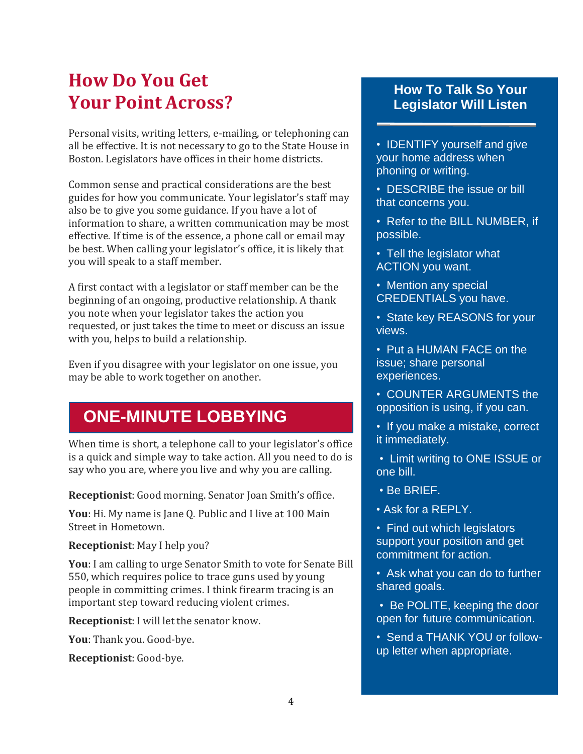## How Do You Get Your Point Across?

Personal visits, writing letters, e-mailing, or telephoning can all be effective. It is not necessary to go to the State House in Boston. Legislators have offices in their home districts.

Common sense and practical considerations are the best guides for how you communicate. Your legislator's staff may also be to give you some guidance. If you have a lot of information to share, a written communication may be most effective. If time is of the essence, a phone call or email may be best. When calling your legislator's office, it is likely that you will speak to a staff member.

A first contact with a legislator or staff member can be the beginning of an ongoing, productive relationship. A thank you note when your legislator takes the action you requested, or just takes the time to meet or discuss an issue with you, helps to build a relationship.

Even if you disagree with your legislator on one issue, you may be able to work together on another.

## ONE-MINUTE LOBBYING

When time is short, a telephone call to your legislator's office is a quick and simple way to take action. All you need to do is say who you are, where you live and why you are calling.

**Receptionist**: Good morning. Senator Joan Smith's office.

**You**: Hi. My name is Jane Q. Public and I live at 100 Main Street in Hometown.

**Receptionist**: May I help you?

**You**: I am calling to urge Senator Smith to vote for Senate Bill 550, which requires police to trace guns used by young people in committing crimes. I think firearm tracing is an important step toward reducing violent crimes.

**Receptionist**: I will let the senator know.

**You**: Thank you. Good-bye.

**Receptionist**: Good-bye.

### How To Talk So Your Legislator Will Listen

- IDENTIFY yourself and give your home address when phoning or writing.
- DESCRIBE the issue or bill that concerns you.
- Refer to the BILL NUMBER, if possible.
- Tell the legislator what ACTION you want.
- Mention any special CREDENTIALS you have.
- State key REASONS for your views.
- Put a HUMAN FACE on the issue; share personal experiences.
- COUNTER ARGUMENTS the opposition is using, if you can.
- If you make a mistake, correct it immediately.
- Limit writing to ONE ISSUE or one bill.
- Be BRIEF.
- Ask for a REPLY.
- Find out which legislators support your position and get commitment for action.
- Ask what you can do to further shared goals.
- Be POLITE, keeping the door open for future communication.
- Send a THANK YOU or follow-up letter when appropriate.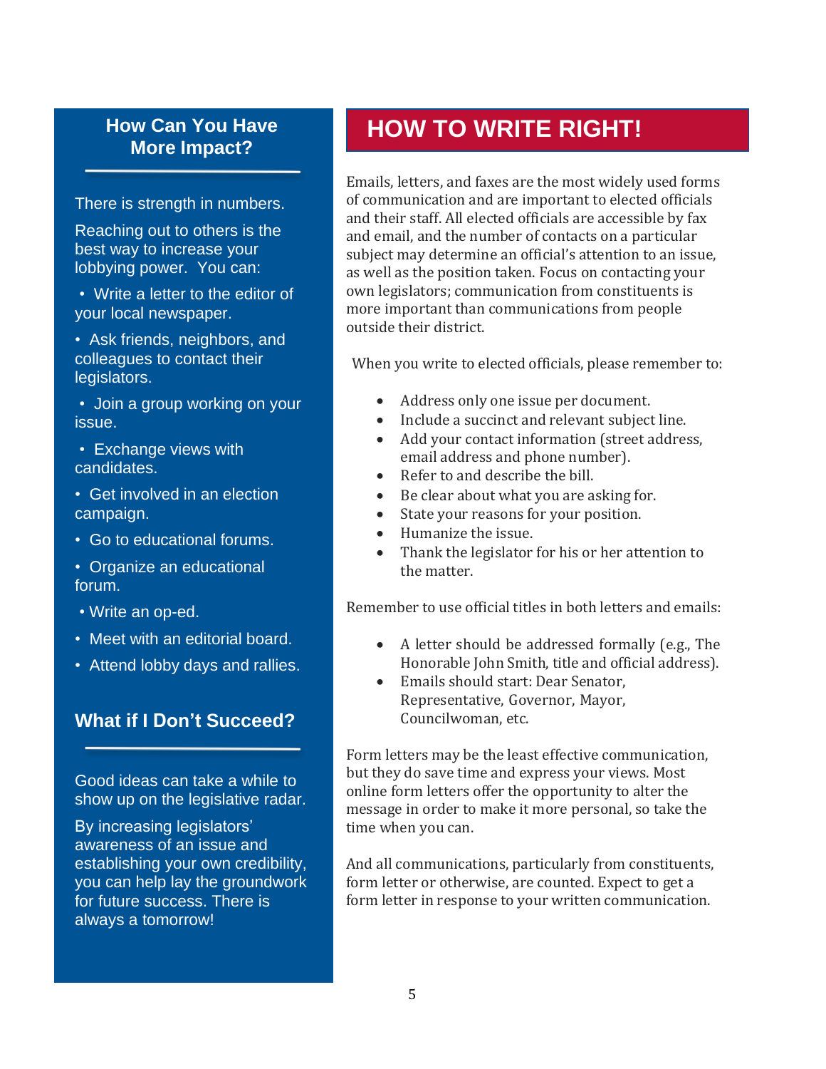## How Can You Have More Impact?

There is strength in numbers.

Reaching out to others is the best way to increase your lobbying power. You can:

- Write a letter to the editor of your local newspaper.
- Ask friends, neighbors, and colleagues to contact their legislators.
- Join a group working on your issue.
- Exchange views with candidates.
- Get involved in an election campaign.
- Go to educational forums.
- Organize an educational forum.
- Write an op-ed.
- Meet with an editorial board.
- Attend lobby days and rallies.

## What if I Don't Succeed?

Good ideas can take a while to show up on the legislative radar.

By increasing legislators' awareness of an issue and establishing your own credibility, you can help lay the groundwork for future success. There is always a tomorrow!

# HOW TO WRITE RIGHT!

Emails, letters, and faxes are the most widely used forms of communication and are important to elected officials and their staff. All elected officials are accessible by fax and email, and the number of contacts on a particular subject may determine an official's attention to an issue, as well as the position taken. Focus on contacting your own legislators; communication from constituents is more important than communications from people outside their district.

When you write to elected officials, please remember to:

- Address only one issue per document.
- Include a succinct and relevant subject line.
- Add your contact information (street address, email address and phone number).
- Refer to and describe the bill.
- Be clear about what you are asking for.
- State your reasons for your position.
- Humanize the issue.
- Thank the legislator for his or her attention to the matter.

Remember to use official titles in both letters and emails:

- A letter should be addressed formally (e.g., The Honorable John Smith, title and official address).
- Emails should start: Dear Senator, Representative, Governor, Mayor, Councilwoman, etc.

Form letters may be the least effective communication, but they do save time and express your views. Most online form letters offer the opportunity to alter the message in order to make it more personal, so take the time when you can.

And all communications, particularly from constituents, form letter or otherwise, are counted. Expect to get a form letter in response to your written communication.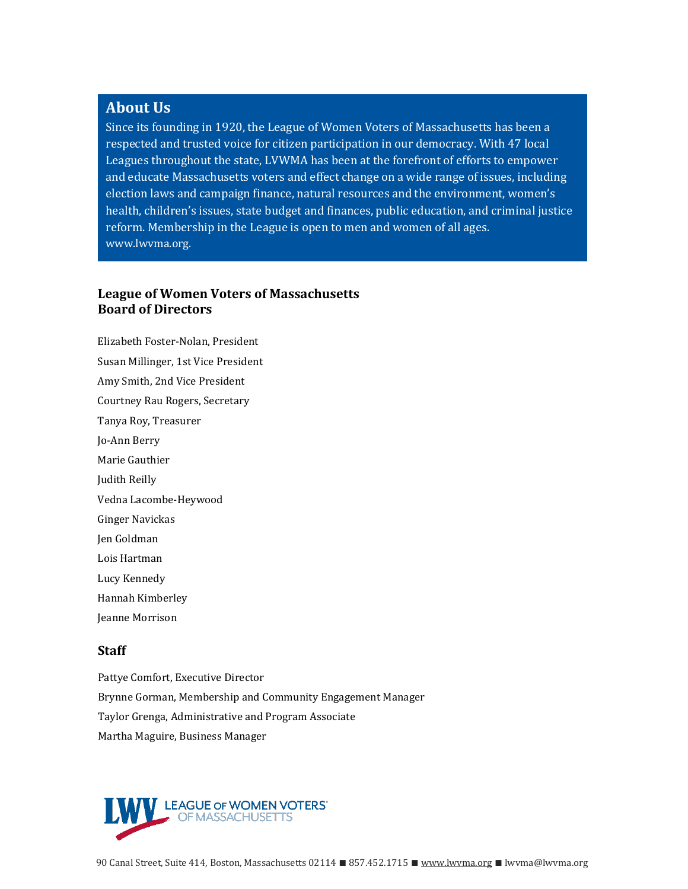## About Us

Since its founding in 1920, the League of Women Voters of Massachusetts has been a respected and trusted voice for citizen participation in our democracy. With 47 local Leagues throughout the state, LVWMA has been at the forefront of efforts to empower and educate Massachusetts voters and effect change on a wide range of issues, including election laws and campaign finance, natural resources and the environment, women's health, children's issues, state budget and finances, public education, and criminal justice reform. Membership in the League is open to men and women of all ages. www.lwvma.org.

### League of Women Voters of Massachusetts Board of Directors

Elizabeth Foster-Nolan, President

Susan Millinger, 1st Vice President

Amy Smith, 2nd Vice President

Courtney Rau Rogers, Secretary

Tanya Roy, Treasurer

Jo-Ann Berry

Marie Gauthier

Judith Reilly

Vedna Lacombe-Heywood

Ginger Navickas

Jen Goldman

Lois Hartman

Lucy Kennedy

Hannah Kimberley

Jeanne Morrison

### Staff

Pattye Comfort, Executive Director

Brynne Gorman, Membership and Community Engagement Manager

Taylor Grenga, Administrative and Program Associate

Martha Maguire, Business Manager

LWV LEAGUE OF WOMEN VOTERS® OF MASSACHUSETTS

90 Canal Street, Suite 414, Boston, Massachusetts 02114 ■ 857.452.1715 ■ www.lwvma.org ■ lwvma@lwvma.org